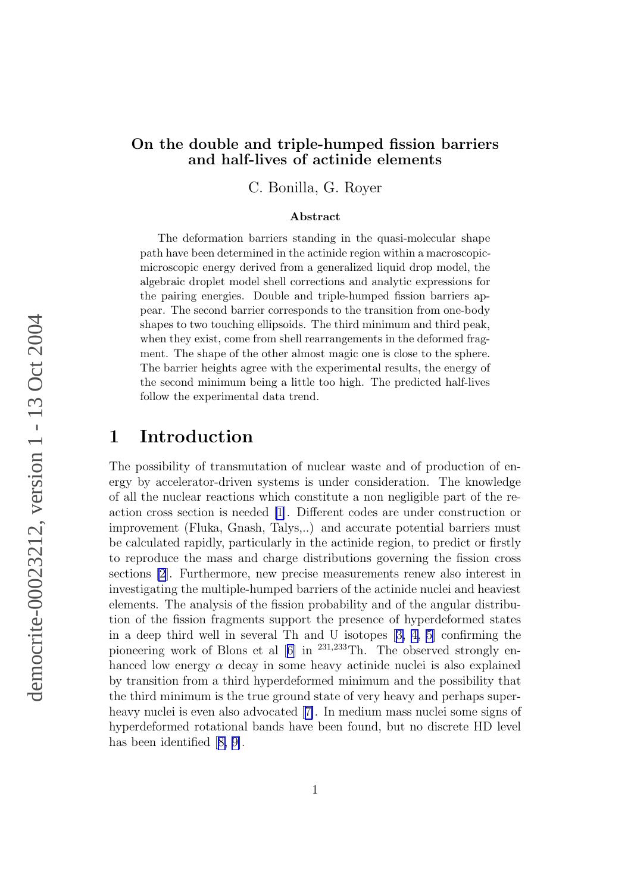# On the double and triple-humped fission barriers and half-lives of actinide elements

C. Bonilla, G. Royer

### Abstract

The deformation barriers standing in the quasi-molecular shape path have been determined in the actinide region within a macroscopic-microscopic energy derived from a generalized liquid drop model, the algebraic droplet model shell corrections and analytic expressions for the pairing energies. Double and triple-humped fission barriers appear. The second barrier corresponds to the transition from one-body shapes to two touching ellipsoids. The third minimum and third peak, when they exist, come from shell rearrangements in the deformed fragment. The shape of the other almost magic one is close to the sphere. The barrier heights agree with the experimental results, the energy of the second minimum being a little too high. The predicted half-lives follow the experimental data trend.

## 1 Introduction

The possibility of transmutation of nuclear waste and of production of energy by accelerator-driven systems is under consideration. The knowledge of all the nuclear reactions which constitute a non negligible part of the reaction cross section is needed [1]. Different codes are under construction or improvement (Fluka, Gnash, Talys,..) and accurate potential barriers must be calculated rapidly, particularly in the actinide region, to predict or firstly to reproduce the mass and charge distributions governing the fission cross sections [2]. Furthermore, new precise measurements renew also interest in investigating the multiple-humped barriers of the actinide nuclei and heaviest elements. The analysis of the fission probability and of the angular distribution of the fission fragments support the presence of hyperdeformed states in a deep third well in several Th and U isotopes [3, 4, 5] confirming the pioneering work of Blons et al [6] in $^{231,233}$Th. The observed strongly enhanced low energy $\alpha$ decay in some heavy actinide nuclei is also explained by transition from a third hyperdeformed minimum and the possibility that the third minimum is the true ground state of very heavy and perhaps superheavy nuclei is even also advocated [7]. In medium mass nuclei some signs of hyperdeformed rotational bands have been found, but no discrete HD level has been identified [8, 9].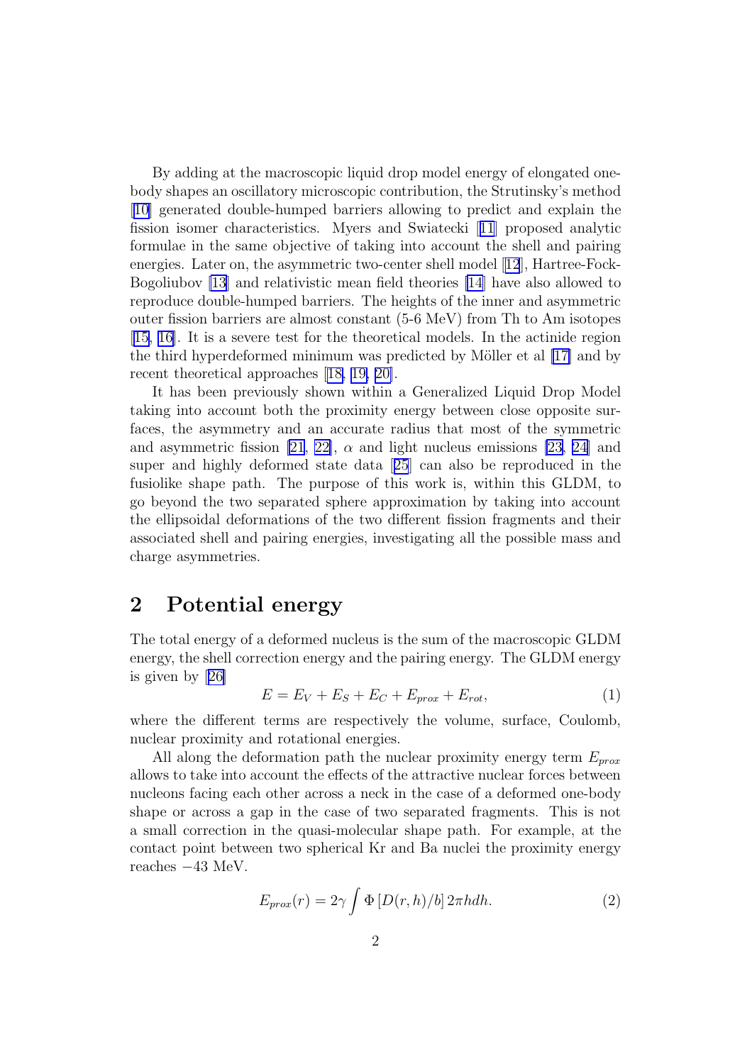By adding at the macroscopic liquid drop model energy of elongated one-body shapes an oscillatory microscopic contribution, the Strutinsky's method [10] generated double-humped barriers allowing to predict and explain the fission isomer characteristics. Myers and Swiatecki [11] proposed analytic formulae in the same objective of taking into account the shell and pairing energies. Later on, the asymmetric two-center shell model [12], Hartree-Fock-Bogoliubov [13] and relativistic mean field theories [14] have also allowed to reproduce double-humped barriers. The heights of the inner and asymmetric outer fission barriers are almost constant (5-6 MeV) from Th to Am isotopes [15, 16]. It is a severe test for the theoretical models. In the actinide region the third hyperdeformed minimum was predicted by Möller et al [17] and by recent theoretical approaches [18, 19, 20].

It has been previously shown within a Generalized Liquid Drop Model taking into account both the proximity energy between close opposite surfaces, the asymmetry and an accurate radius that most of the symmetric and asymmetric fission [21, 22], $\alpha$ and light nucleus emissions [23, 24] and super and highly deformed state data [25] can also be reproduced in the fusiolike shape path. The purpose of this work is, within this GLDM, to go beyond the two separated sphere approximation by taking into account the ellipsoidal deformations of the two different fission fragments and their associated shell and pairing energies, investigating all the possible mass and charge asymmetries.

# 2 Potential energy

The total energy of a deformed nucleus is the sum of the macroscopic GLDM energy, the shell correction energy and the pairing energy. The GLDM energy is given by [26]

$$E = E_V + E_S + E_C + E_{prox} + E_{rot}, \tag{1}$$

where the different terms are respectively the volume, surface, Coulomb, nuclear proximity and rotational energies.

All along the deformation path the nuclear proximity energy term $E_{prox}$ allows to take into account the effects of the attractive nuclear forces between nucleons facing each other across a neck in the case of a deformed one-body shape or across a gap in the case of two separated fragments. This is not a small correction in the quasi-molecular shape path. For example, at the contact point between two spherical Kr and Ba nuclei the proximity energy reaches $-43$ MeV.

$$E_{prox}(r) = 2\gamma \int \Phi \left[ D(r,h)/b \right] 2\pi h dh. \tag{2}$$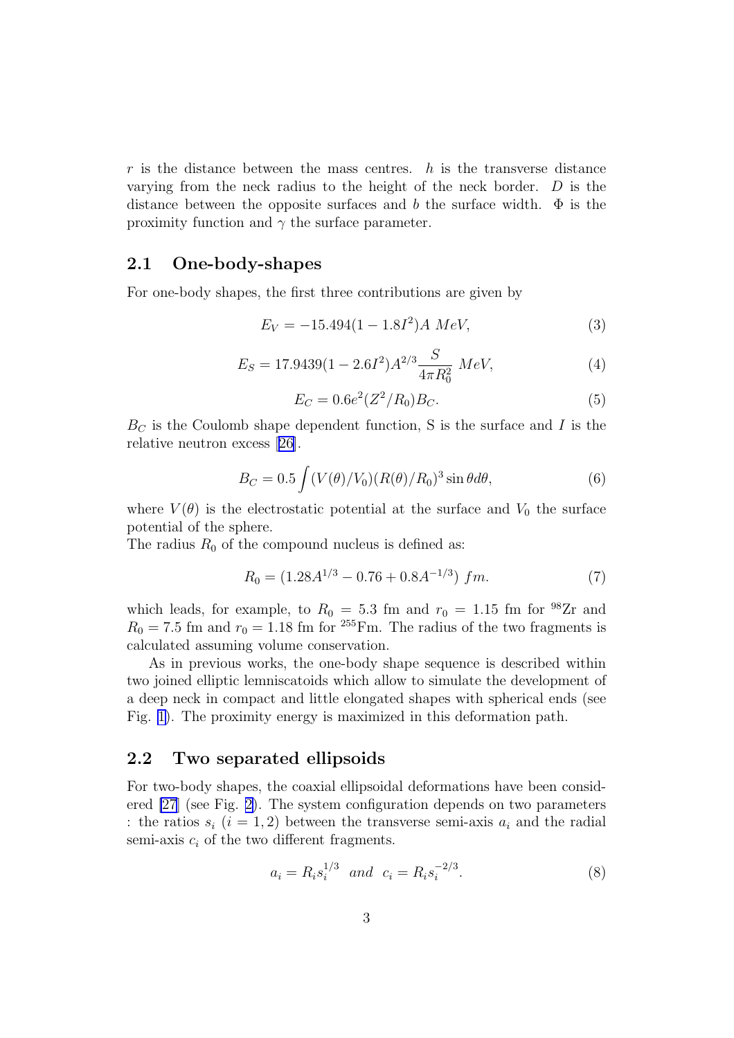$r$ is the distance between the mass centres. $h$ is the transverse distance varying from the neck radius to the height of the neck border. $D$ is the distance between the opposite surfaces and $b$ the surface width. $\Phi$ is the proximity function and $\gamma$ the surface parameter.

## 2.1 One-body-shapes

For one-body shapes, the first three contributions are given by

$$E_V = -15.494(1 - 1.8I^2)A \; MeV, \tag{3}$$

$$E_S = 17.9439(1 - 2.6I^2)A^{2/3}\frac{S}{4\pi R_0^2} \; MeV, \tag{4}$$

$$E_C = 0.6e^2(Z^2/R_0)B_C. \tag{5}$$

$B_C$ is the Coulomb shape dependent function, S is the surface and $I$ is the relative neutron excess [26].

$$B_C = 0.5\int (V(\theta)/V_0)(R(\theta)/R_0)^3 \sin\theta d\theta, \tag{6}$$

where $V(\theta)$ is the electrostatic potential at the surface and $V_0$ the surface potential of the sphere.
The radius $R_0$ of the compound nucleus is defined as:

$$R_0 = (1.28A^{1/3} - 0.76 + 0.8A^{-1/3}) \; fm. \tag{7}$$

which leads, for example, to $R_0 = 5.3$ fm and $r_0 = 1.15$ fm for $^{98}$Zr and $R_0 = 7.5$ fm and $r_0 = 1.18$ fm for $^{255}$Fm. The radius of the two fragments is calculated assuming volume conservation.

As in previous works, the one-body shape sequence is described within two joined elliptic lemniscatoids which allow to simulate the development of a deep neck in compact and little elongated shapes with spherical ends (see Fig. 1). The proximity energy is maximized in this deformation path.

## 2.2 Two separated ellipsoids

For two-body shapes, the coaxial ellipsoidal deformations have been considered [27] (see Fig. 2). The system configuration depends on two parameters : the ratios $s_i$ $(i = 1, 2)$ between the transverse semi-axis $a_i$ and the radial semi-axis $c_i$ of the two different fragments.

$$a_i = R_i s_i^{1/3} \;\; and \;\; c_i = R_i s_i^{-2/3}. \tag{8}$$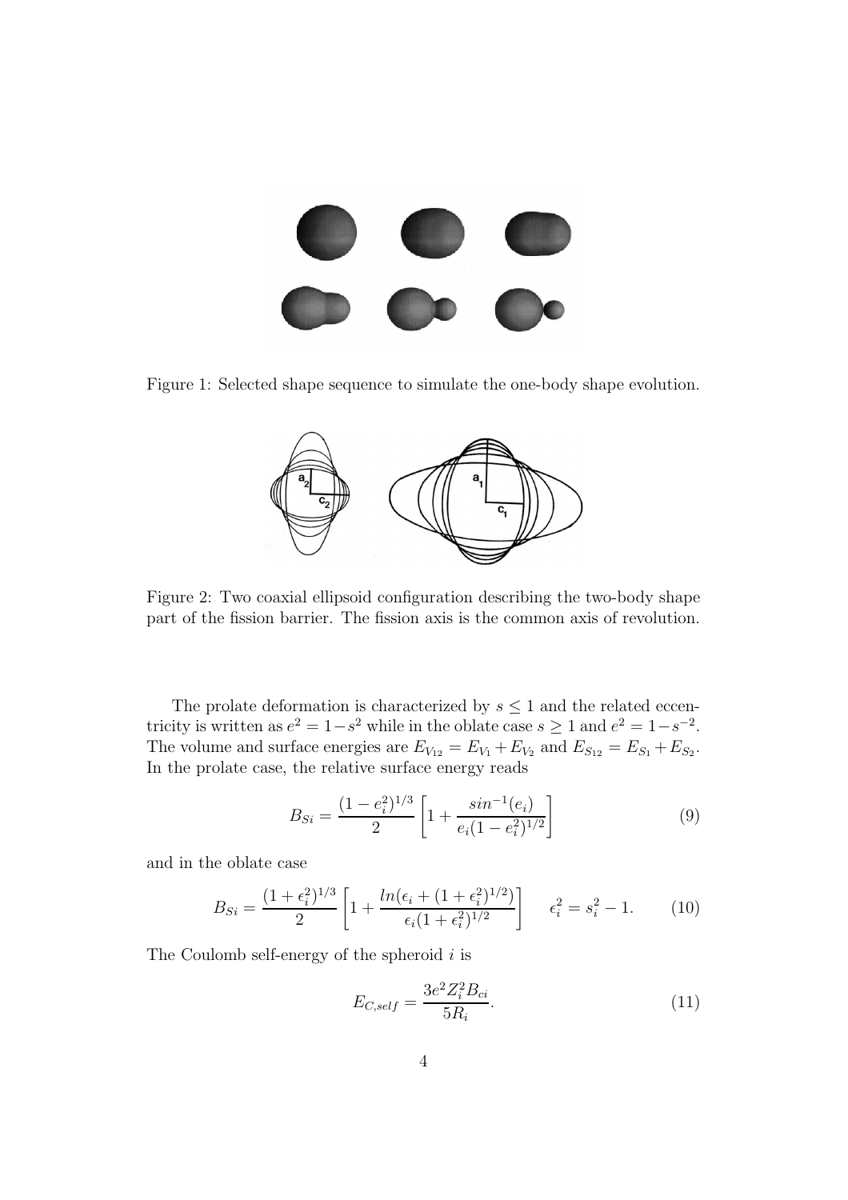Figure 1: Selected shape sequence to simulate the one-body shape evolution.

Figure 2: Two coaxial ellipsoid configuration describing the two-body shape part of the fission barrier. The fission axis is the common axis of revolution.

The prolate deformation is characterized by $s \leq 1$ and the related eccentricity is written as $e^2 = 1 - s^2$ while in the oblate case $s \geq 1$ and $e^2 = 1 - s^{-2}$. The volume and surface energies are $E_{V_{12}} = E_{V_1} + E_{V_2}$ and $E_{S_{12}} = E_{S_1} + E_{S_2}$. In the prolate case, the relative surface energy reads

$$B_{Si} = \frac{(1-e_i^2)^{1/3}}{2} \left[ 1 + \frac{sin^{-1}(e_i)}{e_i(1-e_i^2)^{1/2}} \right] \tag{9}$$

and in the oblate case

$$B_{Si} = \frac{(1+\epsilon_i^2)^{1/3}}{2} \left[ 1 + \frac{ln(\epsilon_i + (1+\epsilon_i^2)^{1/2})}{\epsilon_i(1+\epsilon_i^2)^{1/2}} \right] \quad \epsilon_i^2 = s_i^2 - 1. \tag{10}$$

The Coulomb self-energy of the spheroid $i$ is

$$E_{C,self} = \frac{3e^2 Z_i^2 B_{ci}}{5R_i}. \tag{11}$$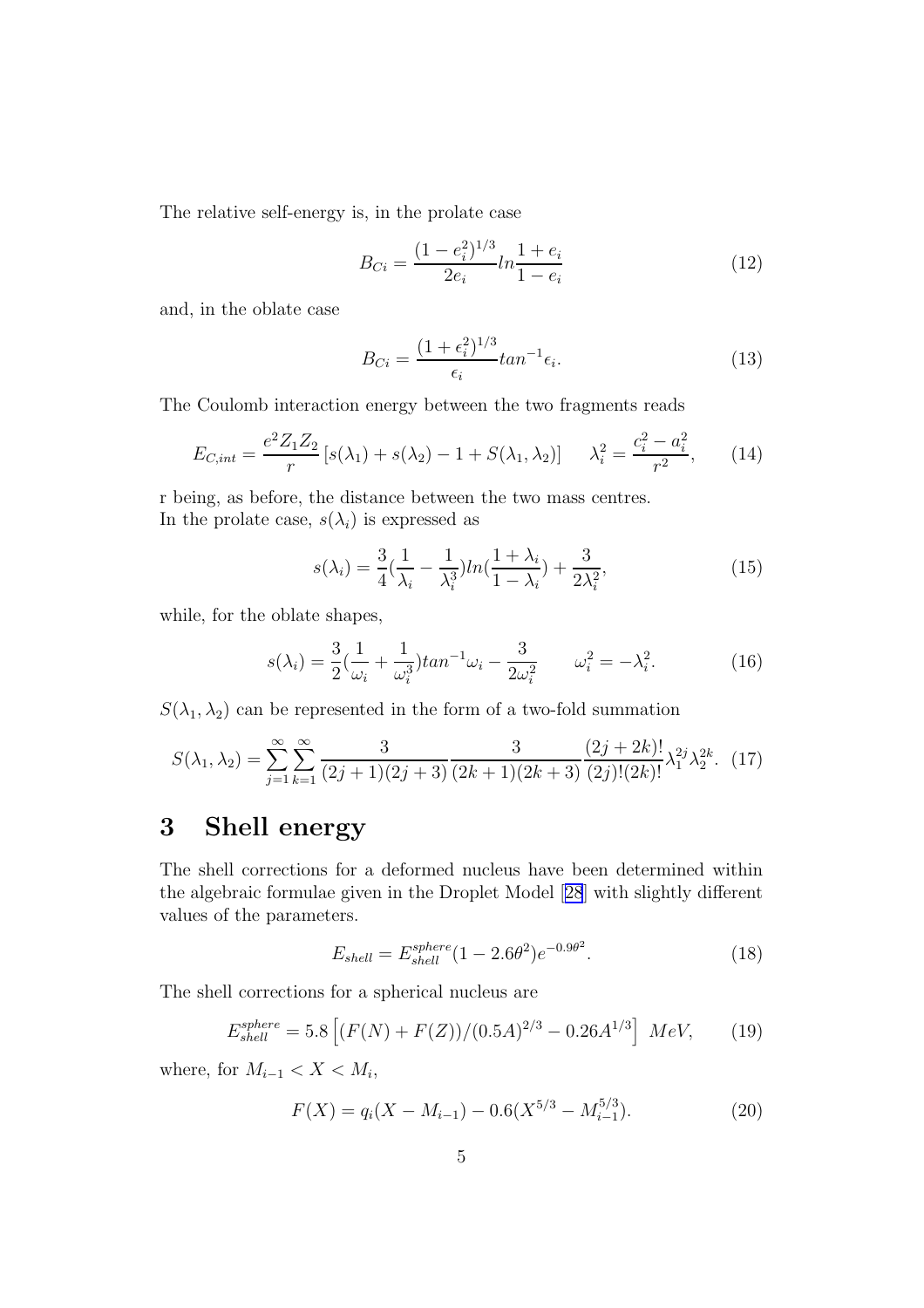The relative self-energy is, in the prolate case

$$B_{Ci} = \frac{(1-e_i^2)^{1/3}}{2e_i} ln \frac{1+e_i}{1-e_i} \tag{12}$$

and, in the oblate case

$$B_{Ci} = \frac{(1+\epsilon_i^2)^{1/3}}{\epsilon_i} tan^{-1}\epsilon_i. \tag{13}$$

The Coulomb interaction energy between the two fragments reads

$$E_{C,int} = \frac{e^2 Z_1 Z_2}{r}\left[s(\lambda_1) + s(\lambda_2) - 1 + S(\lambda_1, \lambda_2)\right] \qquad \lambda_i^2 = \frac{c_i^2 - a_i^2}{r^2}, \tag{14}$$

r being, as before, the distance between the two mass centres.
In the prolate case, $s(\lambda_i)$ is expressed as

$$s(\lambda_i) = \frac{3}{4}(\frac{1}{\lambda_i} - \frac{1}{\lambda_i^3}) ln(\frac{1+\lambda_i}{1-\lambda_i}) + \frac{3}{2\lambda_i^2}, \tag{15}$$

while, for the oblate shapes,

$$s(\lambda_i) = \frac{3}{2}(\frac{1}{\omega_i} + \frac{1}{\omega_i^3}) tan^{-1}\omega_i - \frac{3}{2\omega_i^2} \qquad \omega_i^2 = -\lambda_i^2. \tag{16}$$

$S(\lambda_1, \lambda_2)$ can be represented in the form of a two-fold summation

$$S(\lambda_1, \lambda_2) = \sum_{j=1}^{\infty}\sum_{k=1}^{\infty} \frac{3}{(2j+1)(2j+3)} \frac{3}{(2k+1)(2k+3)} \frac{(2j+2k)!}{(2j)!(2k)!} \lambda_1^{2j} \lambda_2^{2k}. \tag{17}$$

# 3 Shell energy

The shell corrections for a deformed nucleus have been determined within the algebraic formulae given in the Droplet Model [28] with slightly different values of the parameters.

$$E_{shell} = E_{shell}^{sphere}(1 - 2.6\theta^2)e^{-0.9\theta^2}. \tag{18}$$

The shell corrections for a spherical nucleus are

$$E_{shell}^{sphere} = 5.8\left[(F(N) + F(Z))/(0.5A)^{2/3} - 0.26A^{1/3}\right] \; MeV, \tag{19}$$

where, for $M_{i-1} < X < M_i$,

$$F(X) = q_i(X - M_{i-1}) - 0.6(X^{5/3} - M_{i-1}^{5/3}). \tag{20}$$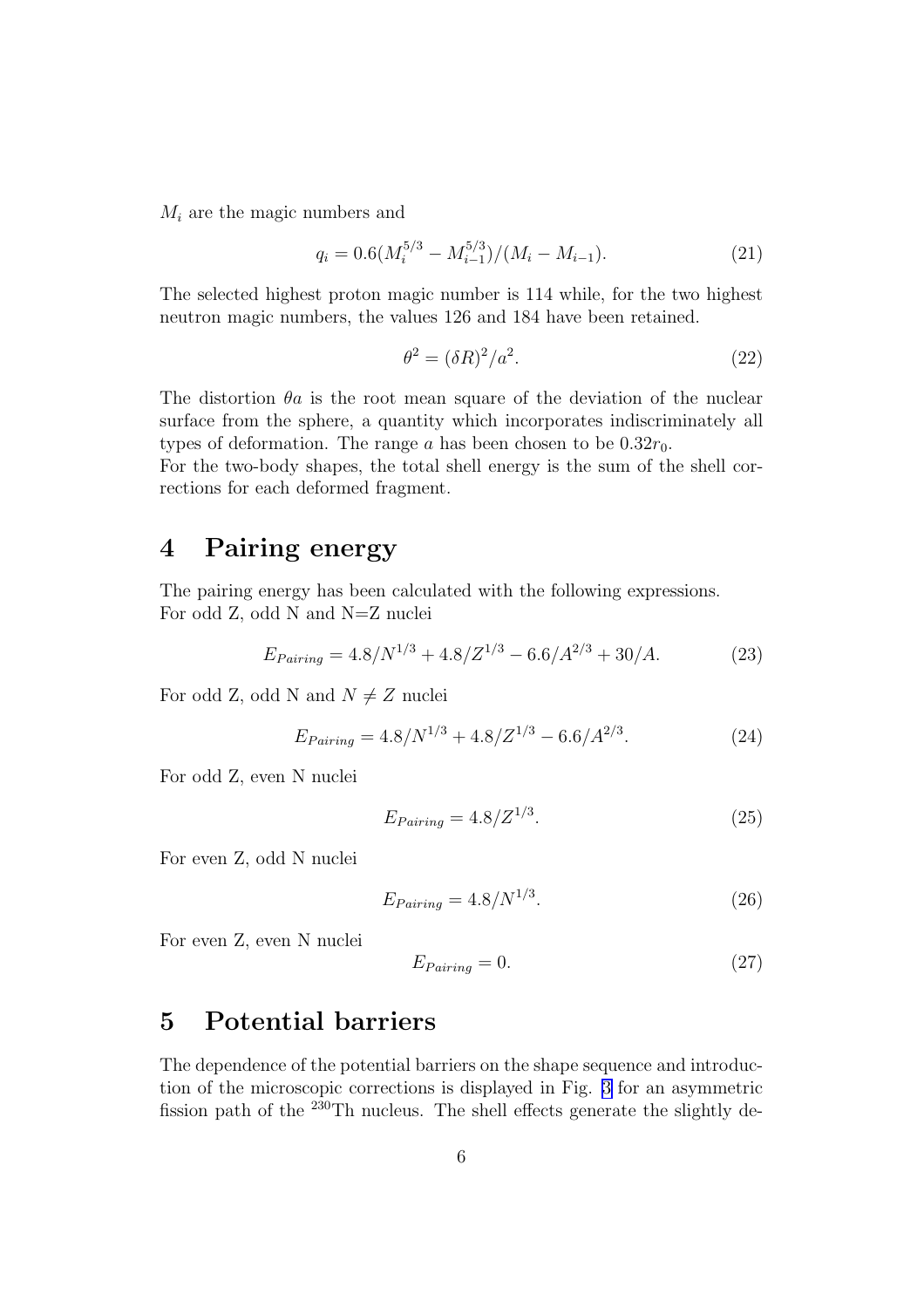$M_i$ are the magic numbers and

$$q_i = 0.6(M_i^{5/3} - M_{i-1}^{5/3})/(M_i - M_{i-1}). \tag{21}$$

The selected highest proton magic number is 114 while, for the two highest neutron magic numbers, the values 126 and 184 have been retained.

$$\theta^2 = (\delta R)^2/a^2. \tag{22}$$

The distortion $\theta a$ is the root mean square of the deviation of the nuclear surface from the sphere, a quantity which incorporates indiscriminately all types of deformation. The range $a$ has been chosen to be $0.32r_0$.
For the two-body shapes, the total shell energy is the sum of the shell corrections for each deformed fragment.

## 4 Pairing energy

The pairing energy has been calculated with the following expressions.
For odd Z, odd N and N=Z nuclei

$$E_{Pairing} = 4.8/N^{1/3} + 4.8/Z^{1/3} - 6.6/A^{2/3} + 30/A. \tag{23}$$

For odd Z, odd N and $N \neq Z$ nuclei

$$E_{Pairing} = 4.8/N^{1/3} + 4.8/Z^{1/3} - 6.6/A^{2/3}. \tag{24}$$

For odd Z, even N nuclei

$$E_{Pairing} = 4.8/Z^{1/3}. \tag{25}$$

For even Z, odd N nuclei

$$E_{Pairing} = 4.8/N^{1/3}. \tag{26}$$

For even Z, even N nuclei

$$E_{Pairing} = 0. \tag{27}$$

## 5 Potential barriers

The dependence of the potential barriers on the shape sequence and introduction of the microscopic corrections is displayed in Fig. 3 for an asymmetric fission path of the $^{230}$Th nucleus. The shell effects generate the slightly de-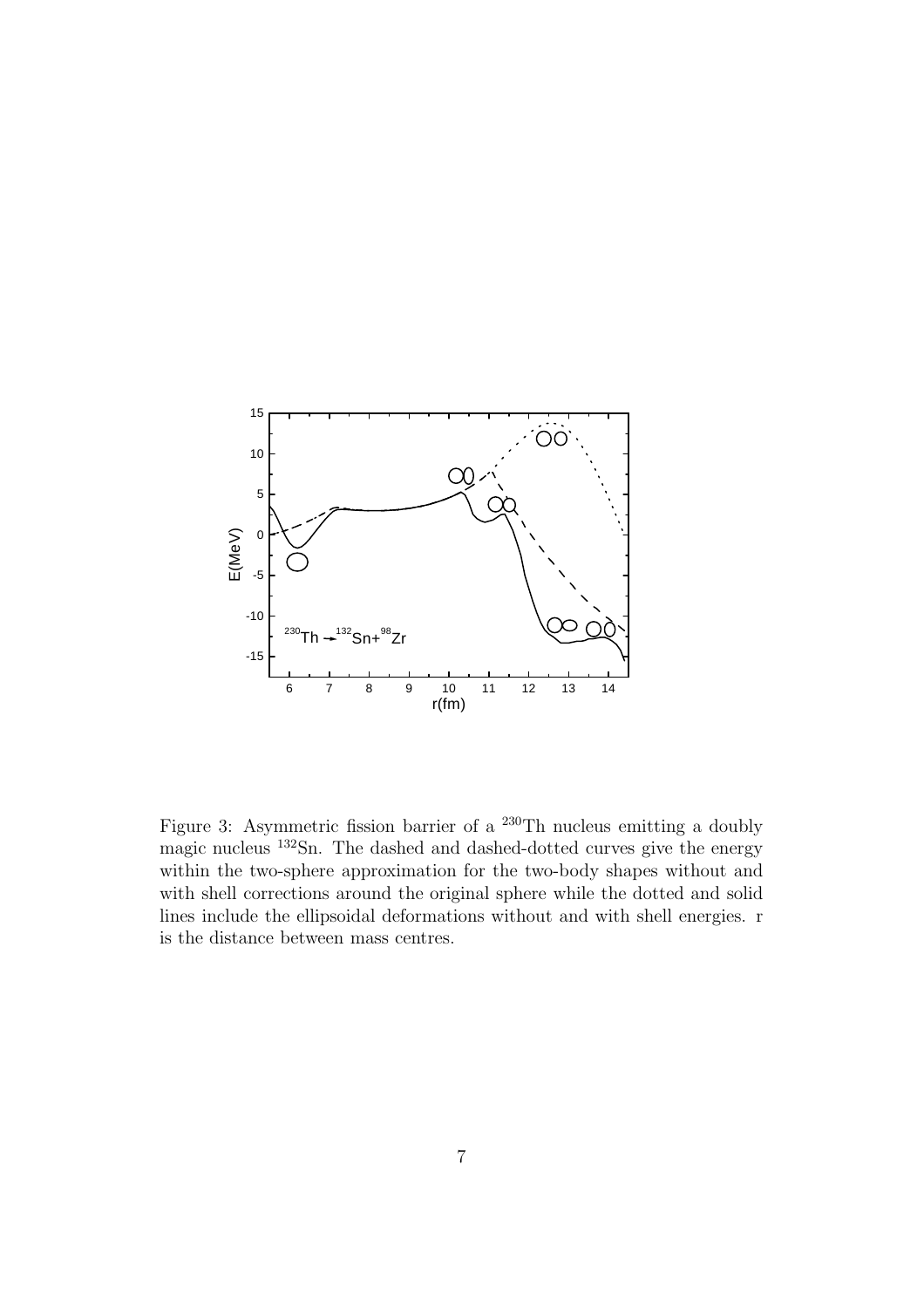Figure 3: Asymmetric fission barrier of a $^{230}$Th nucleus emitting a doubly magic nucleus $^{132}$Sn. The dashed and dashed-dotted curves give the energy within the two-sphere approximation for the two-body shapes without and with shell corrections around the original sphere while the dotted and solid lines include the ellipsoidal deformations without and with shell energies. r is the distance between mass centres.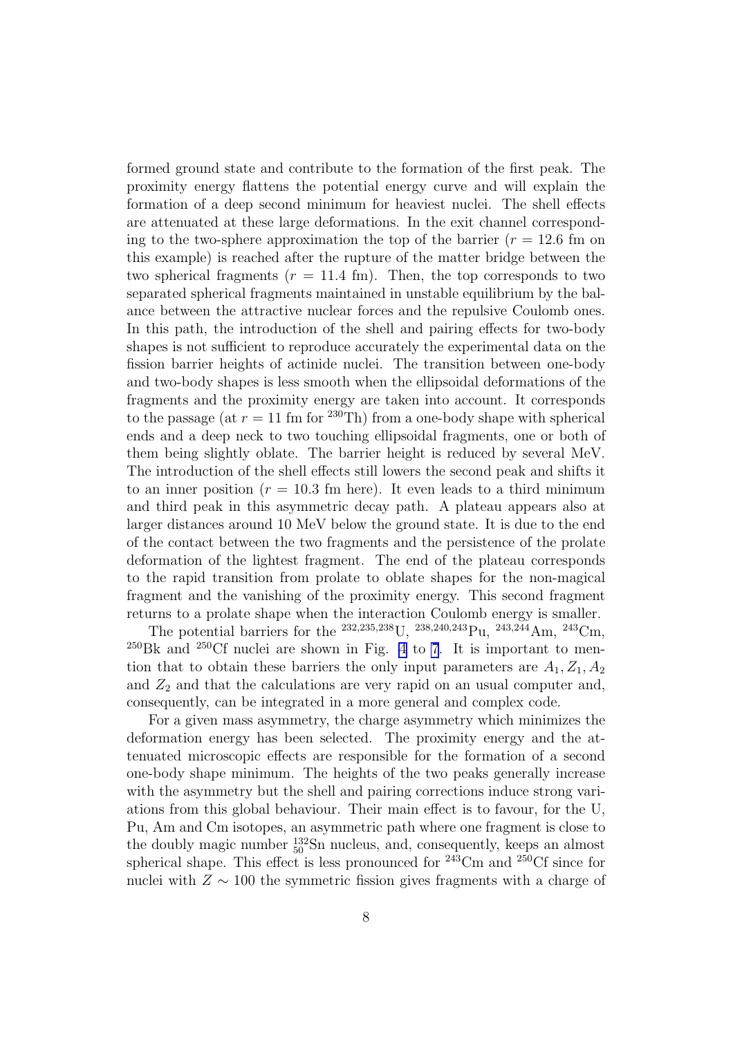formed ground state and contribute to the formation of the first peak. The proximity energy flattens the potential energy curve and will explain the formation of a deep second minimum for heaviest nuclei. The shell effects are attenuated at these large deformations. In the exit channel corresponding to the two-sphere approximation the top of the barrier ($r = 12.6$ fm on this example) is reached after the rupture of the matter bridge between the two spherical fragments ($r = 11.4$ fm). Then, the top corresponds to two separated spherical fragments maintained in unstable equilibrium by the balance between the attractive nuclear forces and the repulsive Coulomb ones. In this path, the introduction of the shell and pairing effects for two-body shapes is not sufficient to reproduce accurately the experimental data on the fission barrier heights of actinide nuclei. The transition between one-body and two-body shapes is less smooth when the ellipsoidal deformations of the fragments and the proximity energy are taken into account. It corresponds to the passage (at $r = 11$ fm for $^{230}$Th) from a one-body shape with spherical ends and a deep neck to two touching ellipsoidal fragments, one or both of them being slightly oblate. The barrier height is reduced by several MeV. The introduction of the shell effects still lowers the second peak and shifts it to an inner position ($r = 10.3$ fm here). It even leads to a third minimum and third peak in this asymmetric decay path. A plateau appears also at larger distances around 10 MeV below the ground state. It is due to the end of the contact between the two fragments and the persistence of the prolate deformation of the lightest fragment. The end of the plateau corresponds to the rapid transition from prolate to oblate shapes for the non-magical fragment and the vanishing of the proximity energy. This second fragment returns to a prolate shape when the interaction Coulomb energy is smaller.

The potential barriers for the $^{232,235,238}$U, $^{238,240,243}$Pu, $^{243,244}$Am, $^{243}$Cm, $^{250}$Bk and $^{250}$Cf nuclei are shown in Fig. 4 to 7. It is important to mention that to obtain these barriers the only input parameters are $A_1, Z_1, A_2$ and $Z_2$ and that the calculations are very rapid on an usual computer and, consequently, can be integrated in a more general and complex code.

For a given mass asymmetry, the charge asymmetry which minimizes the deformation energy has been selected. The proximity energy and the attenuated microscopic effects are responsible for the formation of a second one-body shape minimum. The heights of the two peaks generally increase with the asymmetry but the shell and pairing corrections induce strong variations from this global behaviour. Their main effect is to favour, for the U, Pu, Am and Cm isotopes, an asymmetric path where one fragment is close to the doubly magic number $^{132}_{50}$Sn nucleus, and, consequently, keeps an almost spherical shape. This effect is less pronounced for $^{243}$Cm and $^{250}$Cf since for nuclei with $Z \sim 100$ the symmetric fission gives fragments with a charge of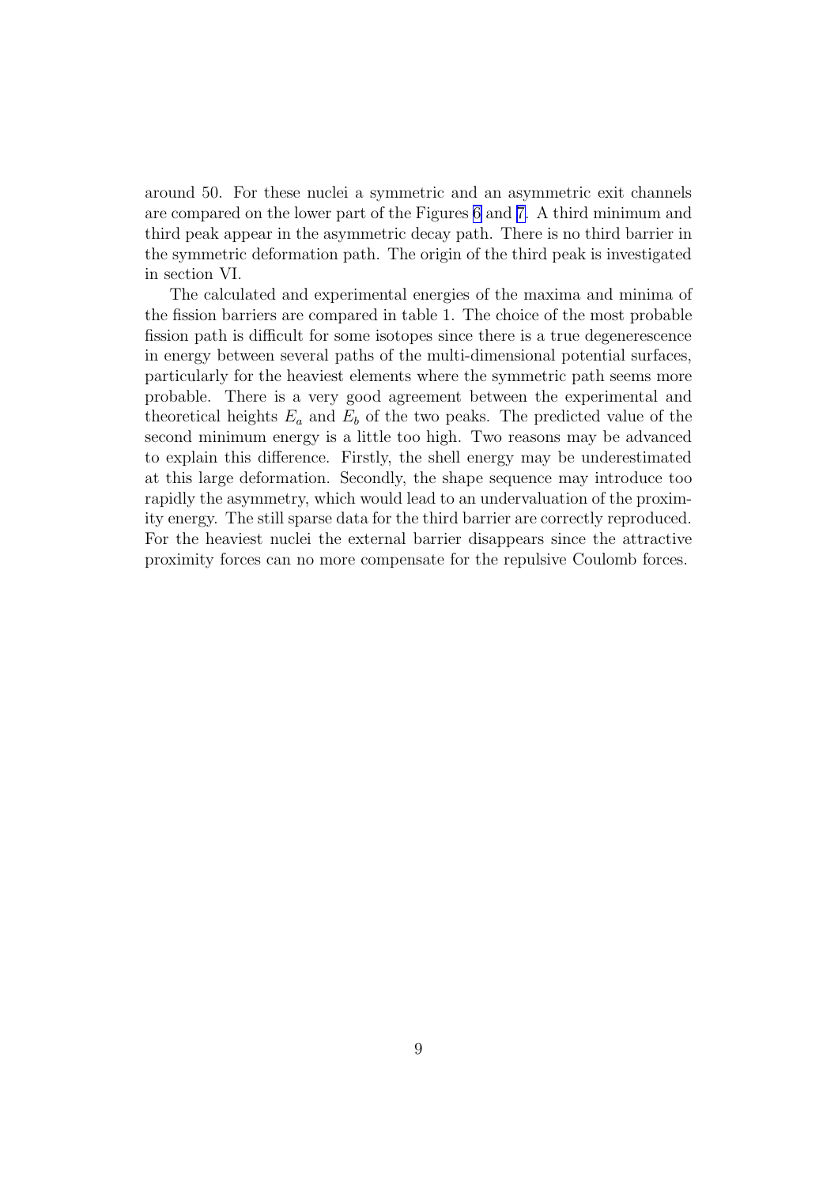around 50. For these nuclei a symmetric and an asymmetric exit channels are compared on the lower part of the Figures 6 and 7. A third minimum and third peak appear in the asymmetric decay path. There is no third barrier in the symmetric deformation path. The origin of the third peak is investigated in section VI.

The calculated and experimental energies of the maxima and minima of the fission barriers are compared in table 1. The choice of the most probable fission path is difficult for some isotopes since there is a true degenerescence in energy between several paths of the multi-dimensional potential surfaces, particularly for the heaviest elements where the symmetric path seems more probable. There is a very good agreement between the experimental and theoretical heights $E_a$ and $E_b$ of the two peaks. The predicted value of the second minimum energy is a little too high. Two reasons may be advanced to explain this difference. Firstly, the shell energy may be underestimated at this large deformation. Secondly, the shape sequence may introduce too rapidly the asymmetry, which would lead to an undervaluation of the proximity energy. The still sparse data for the third barrier are correctly reproduced. For the heaviest nuclei the external barrier disappears since the attractive proximity forces can no more compensate for the repulsive Coulomb forces.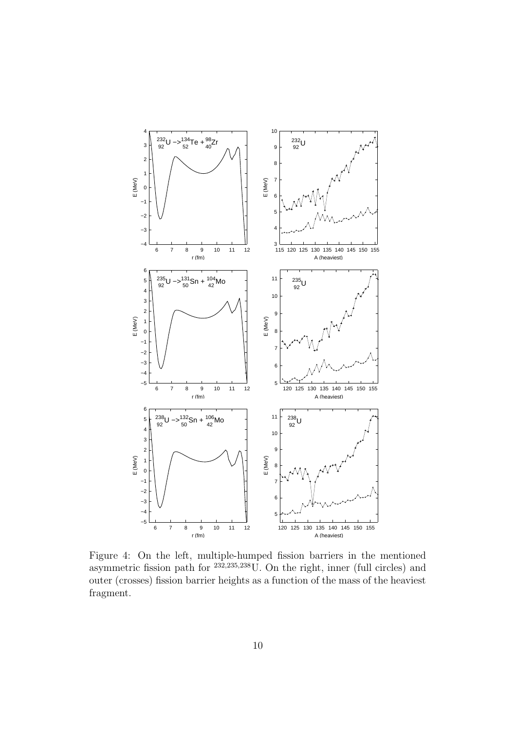Figure 4: On the left, multiple-humped fission barriers in the mentioned asymmetric fission path for $^{232,235,238}$U. On the right, inner (full circles) and outer (crosses) fission barrier heights as a function of the mass of the heaviest fragment.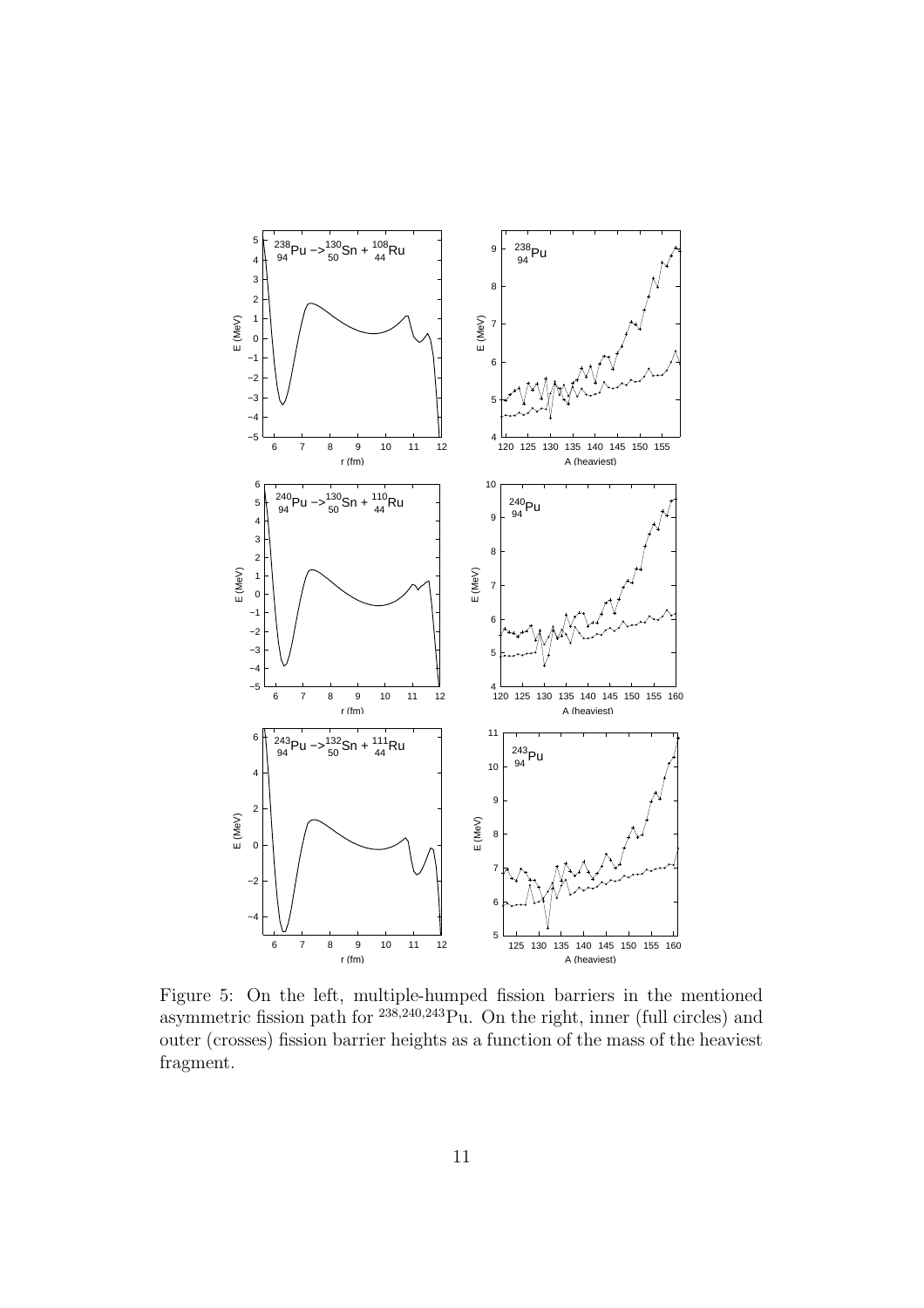Figure 5: On the left, multiple-humped fission barriers in the mentioned asymmetric fission path for $^{238,240,243}$Pu. On the right, inner (full circles) and outer (crosses) fission barrier heights as a function of the mass of the heaviest fragment.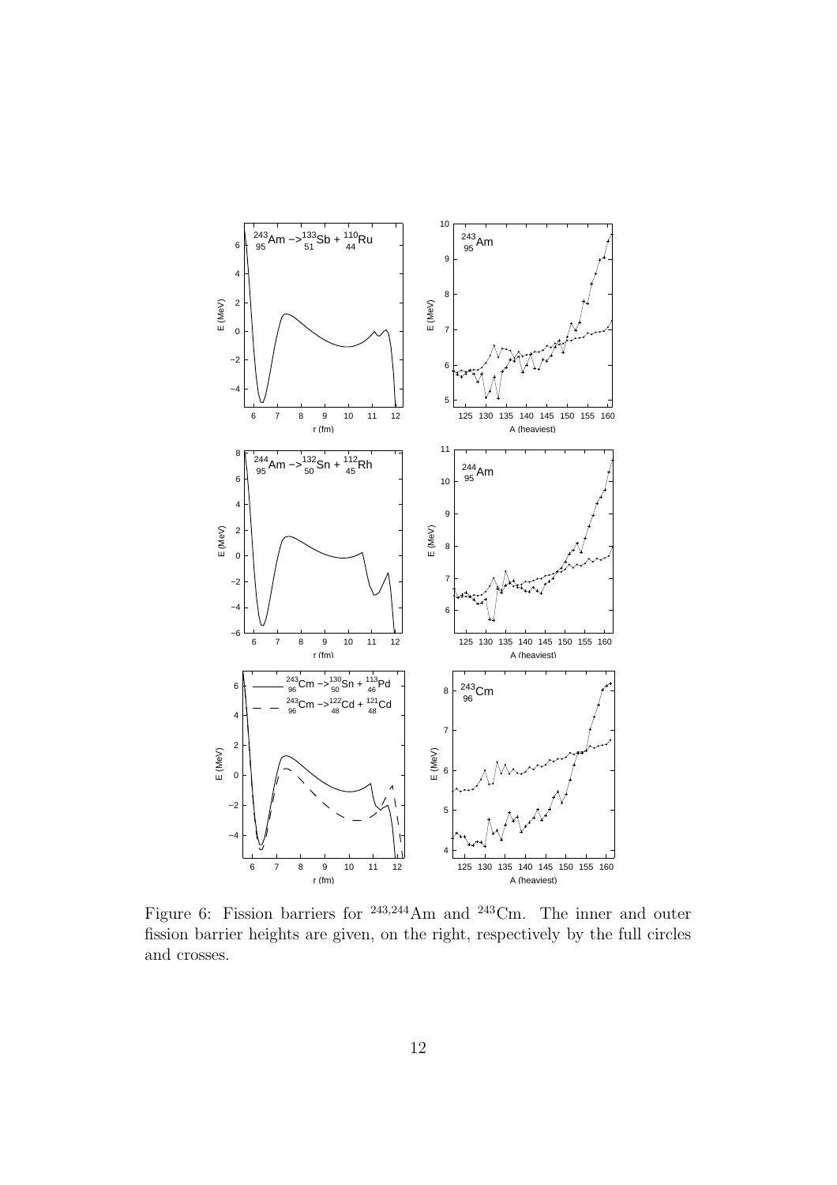Figure 6: Fission barriers for $^{243,244}$Am and $^{243}$Cm. The inner and outer fission barrier heights are given, on the right, respectively by the full circles and crosses.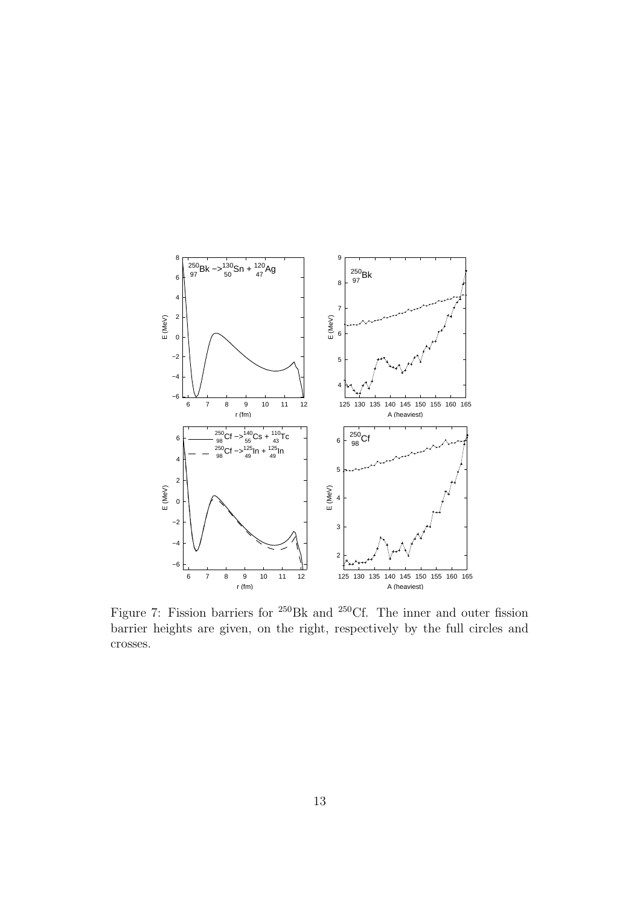Figure 7: Fission barriers for $^{250}$Bk and $^{250}$Cf. The inner and outer fission barrier heights are given, on the right, respectively by the full circles and crosses.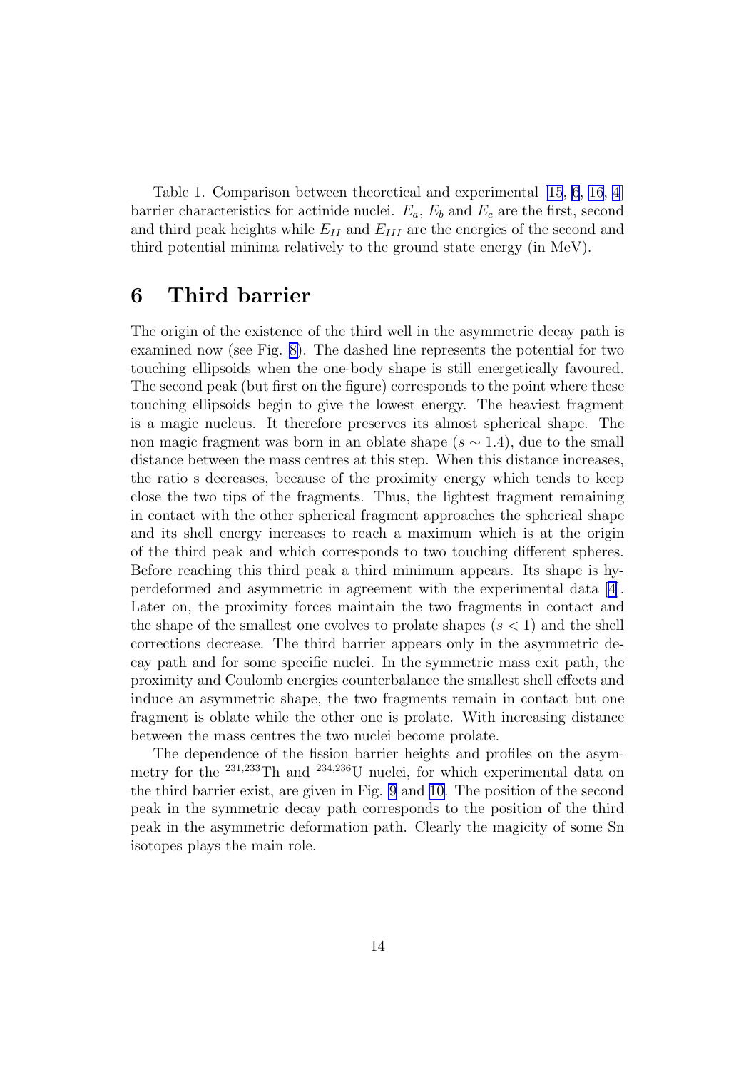Table 1. Comparison between theoretical and experimental [15, 6, 16, 4] barrier characteristics for actinide nuclei. $E_a$, $E_b$ and $E_c$ are the first, second and third peak heights while $E_{II}$ and $E_{III}$ are the energies of the second and third potential minima relatively to the ground state energy (in MeV).

# 6 Third barrier

The origin of the existence of the third well in the asymmetric decay path is examined now (see Fig. 8). The dashed line represents the potential for two touching ellipsoids when the one-body shape is still energetically favoured. The second peak (but first on the figure) corresponds to the point where these touching ellipsoids begin to give the lowest energy. The heaviest fragment is a magic nucleus. It therefore preserves its almost spherical shape. The non magic fragment was born in an oblate shape ($s \sim 1.4$), due to the small distance between the mass centres at this step. When this distance increases, the ratio s decreases, because of the proximity energy which tends to keep close the two tips of the fragments. Thus, the lightest fragment remaining in contact with the other spherical fragment approaches the spherical shape and its shell energy increases to reach a maximum which is at the origin of the third peak and which corresponds to two touching different spheres. Before reaching this third peak a third minimum appears. Its shape is hyperdeformed and asymmetric in agreement with the experimental data [4]. Later on, the proximity forces maintain the two fragments in contact and the shape of the smallest one evolves to prolate shapes ($s < 1$) and the shell corrections decrease. The third barrier appears only in the asymmetric decay path and for some specific nuclei. In the symmetric mass exit path, the proximity and Coulomb energies counterbalance the smallest shell effects and induce an asymmetric shape, the two fragments remain in contact but one fragment is oblate while the other one is prolate. With increasing distance between the mass centres the two nuclei become prolate.

The dependence of the fission barrier heights and profiles on the asymmetry for the $^{231,233}$Th and $^{234,236}$U nuclei, for which experimental data on the third barrier exist, are given in Fig. 9 and 10. The position of the second peak in the symmetric decay path corresponds to the position of the third peak in the asymmetric deformation path. Clearly the magicity of some Sn isotopes plays the main role.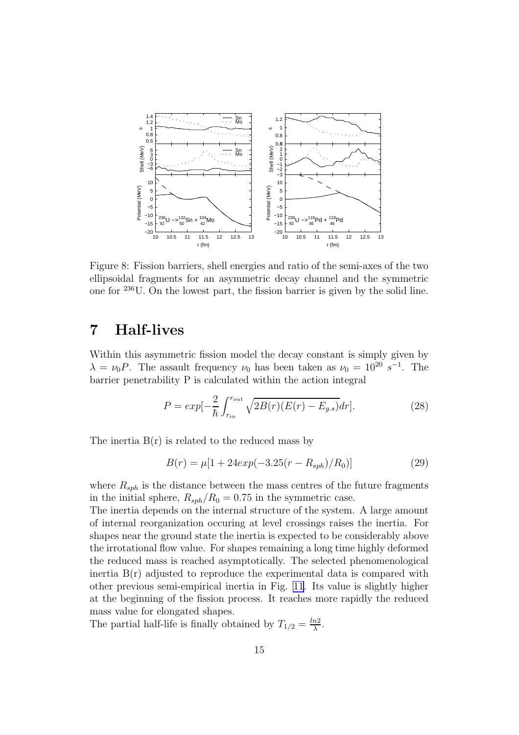Figure 8: Fission barriers, shell energies and ratio of the semi-axes of the two ellipsoidal fragments for an asymmetric decay channel and the symmetric one for $^{236}$U. On the lowest part, the fission barrier is given by the solid line.

# 7 Half-lives

Within this asymmetric fission model the decay constant is simply given by $\lambda = \nu_0 P$. The assault frequency $\nu_0$ has been taken as $\nu_0 = 10^{20}\ s^{-1}$. The barrier penetrability P is calculated within the action integral

$$P = exp[-\frac{2}{\hbar}\int_{r_{in}}^{r_{out}} \sqrt{2B(r)(E(r) - E_{g.s})}dr]. \tag{28}$$

The inertia B(r) is related to the reduced mass by

$$B(r) = \mu[1 + 24exp(-3.25(r - R_{sph})/R_0)] \tag{29}$$

where $R_{sph}$ is the distance between the mass centres of the future fragments in the initial sphere, $R_{sph}/R_0 = 0.75$ in the symmetric case.

The inertia depends on the internal structure of the system. A large amount of internal reorganization occuring at level crossings raises the inertia. For shapes near the ground state the inertia is expected to be considerably above the irrotational flow value. For shapes remaining a long time highly deformed the reduced mass is reached asymptotically. The selected phenomenological inertia B(r) adjusted to reproduce the experimental data is compared with other previous semi-empirical inertia in Fig. 11. Its value is slightly higher at the beginning of the fission process. It reaches more rapidly the reduced mass value for elongated shapes.

The partial half-life is finally obtained by $T_{1/2} = \frac{ln2}{\lambda}$.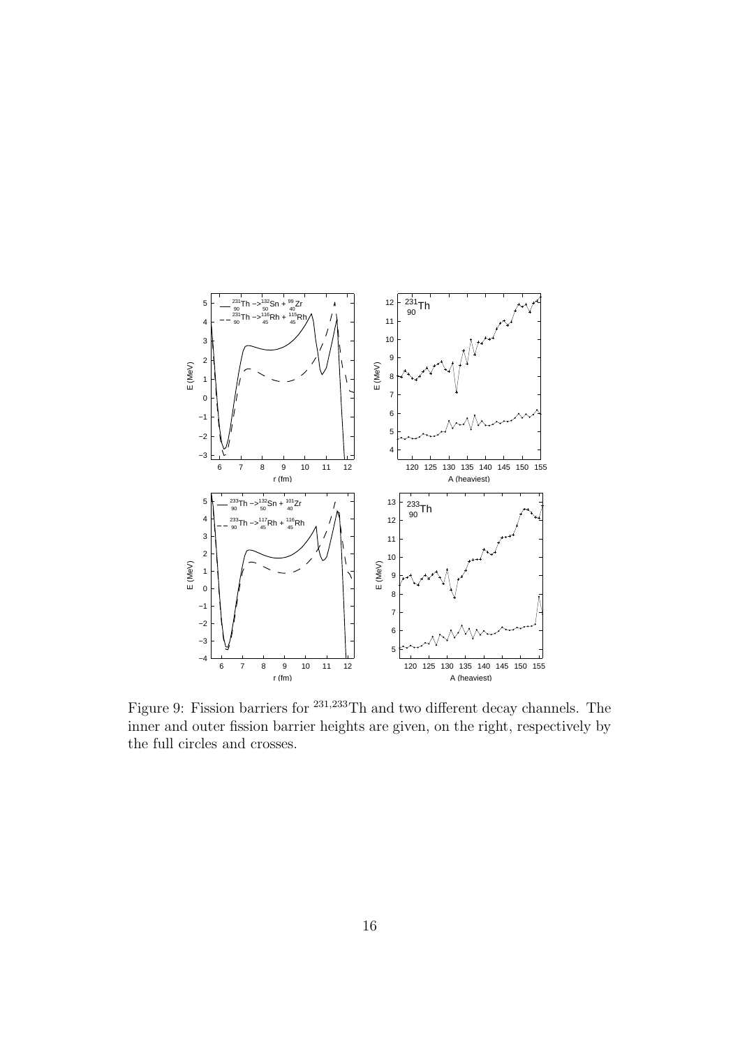Figure 9: Fission barriers for $^{231,233}$Th and two different decay channels. The inner and outer fission barrier heights are given, on the right, respectively by the full circles and crosses.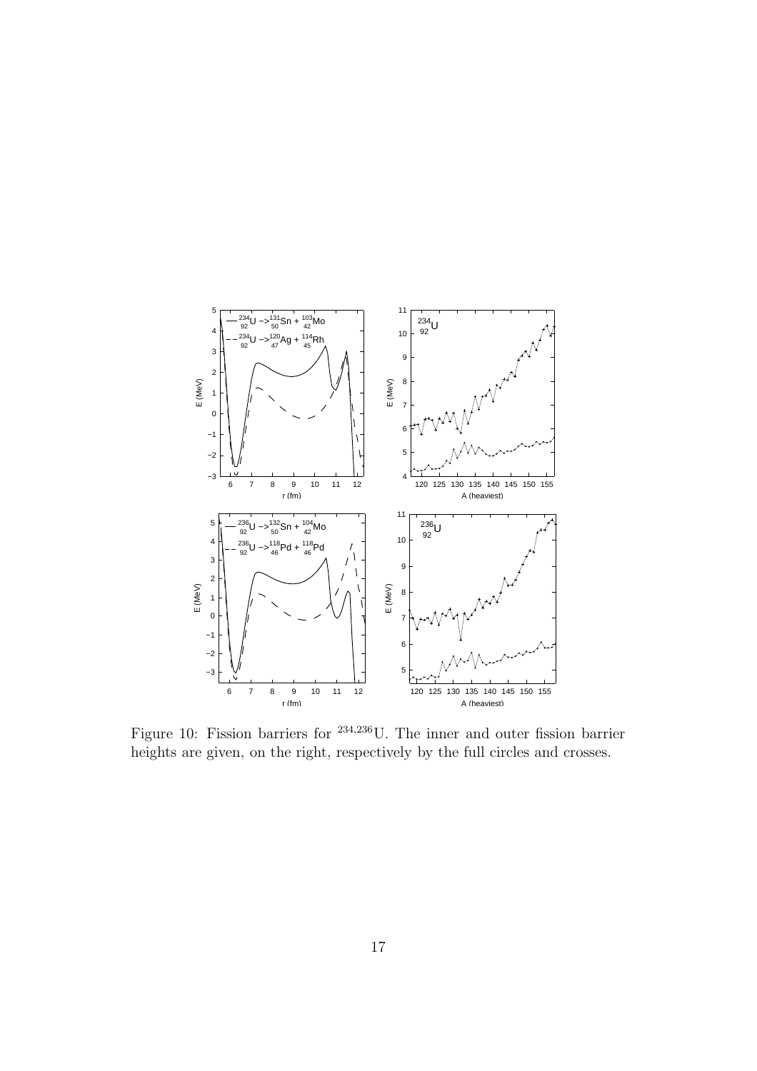Figure 10: Fission barriers for $^{234,236}$U. The inner and outer fission barrier heights are given, on the right, respectively by the full circles and crosses.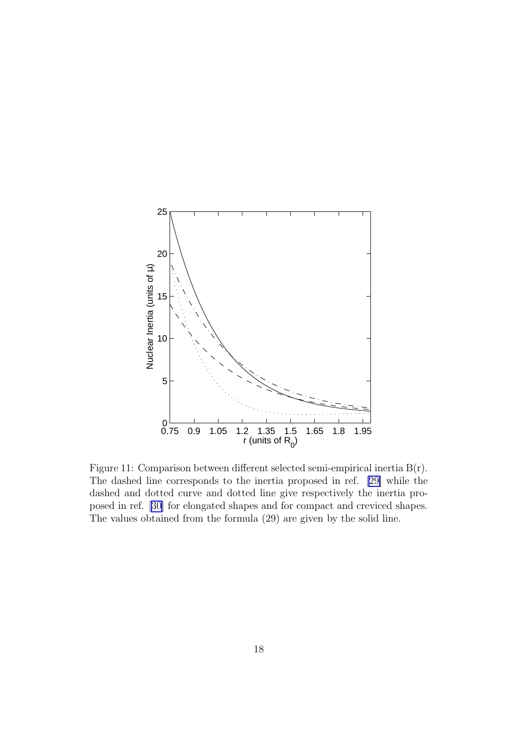Figure 11: Comparison between different selected semi-empirical inertia B(r). The dashed line corresponds to the inertia proposed in ref. [29] while the dashed and dotted curve and dotted line give respectively the inertia proposed in ref. [30] for elongated shapes and for compact and creviced shapes. The values obtained from the formula (29) are given by the solid line.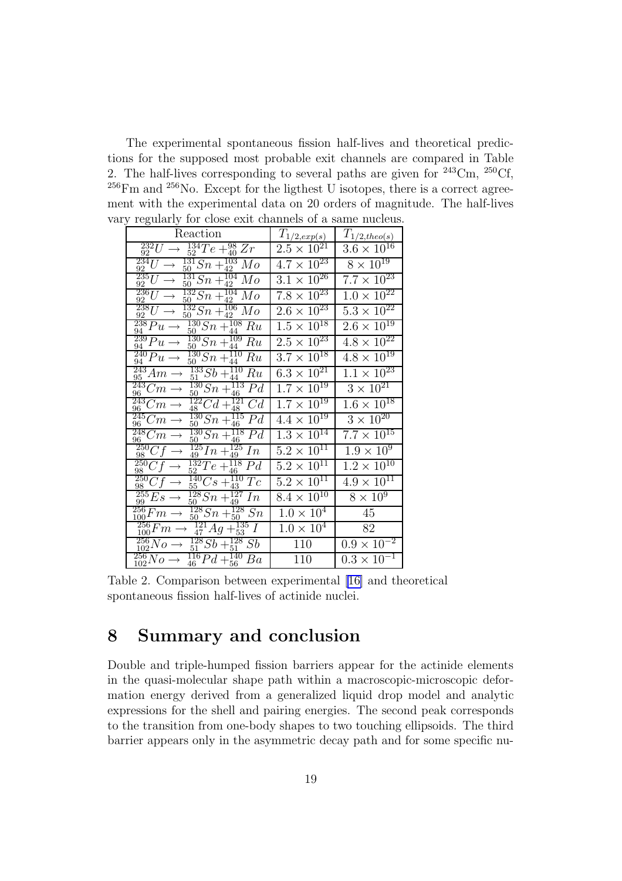The experimental spontaneous fission half-lives and theoretical predictions for the supposed most probable exit channels are compared in Table 2. The half-lives corresponding to several paths are given for $^{243}$Cm, $^{250}$Cf, $^{256}$Fm and $^{256}$No. Except for the ligthest U isotopes, there is a correct agreement with the experimental data on 20 orders of magnitude. The half-lives vary regularly for close exit channels of a same nucleus.

| Reaction | $T_{1/2,exp(s)}$ | $T_{1/2,theo(s)}$ |
|---|---|---|
| $^{232}_{92}U \rightarrow \ ^{134}_{52}Te +^{98}_{40} Zr$ | $2.5 \times 10^{21}$ | $3.6 \times 10^{16}$ |
| $^{234}_{92}U \rightarrow \ ^{131}_{50}Sn +^{103}_{42} Mo$ | $4.7 \times 10^{23}$ | $8 \times 10^{19}$ |
| $^{235}_{92}U \rightarrow \ ^{131}_{50}Sn +^{104}_{42} Mo$ | $3.1 \times 10^{26}$ | $7.7 \times 10^{23}$ |
| $^{236}_{92}U \rightarrow \ ^{132}_{50}Sn +^{104}_{42} Mo$ | $7.8 \times 10^{23}$ | $1.0 \times 10^{22}$ |
| $^{238}_{92}U \rightarrow \ ^{132}_{50}Sn +^{106}_{42} Mo$ | $2.6 \times 10^{23}$ | $5.3 \times 10^{22}$ |
| $^{238}_{94}Pu \rightarrow \ ^{130}_{50}Sn +^{108}_{44} Ru$ | $1.5 \times 10^{18}$ | $2.6 \times 10^{19}$ |
| $^{239}_{94}Pu \rightarrow \ ^{130}_{50}Sn +^{109}_{44} Ru$ | $2.5 \times 10^{23}$ | $4.8 \times 10^{22}$ |
| $^{240}_{94}Pu \rightarrow \ ^{130}_{50}Sn +^{110}_{44} Ru$ | $3.7 \times 10^{18}$ | $4.8 \times 10^{19}$ |
| $^{243}_{95}Am \rightarrow \ ^{133}_{51}Sb +^{110}_{44} Ru$ | $6.3 \times 10^{21}$ | $1.1 \times 10^{23}$ |
| $^{243}_{96}Cm \rightarrow \ ^{130}_{50}Sn +^{113}_{46} Pd$ | $1.7 \times 10^{19}$ | $3 \times 10^{21}$ |
| $^{243}_{96}Cm \rightarrow \ ^{122}_{48}Cd +^{121}_{48} Cd$ | $1.7 \times 10^{19}$ | $1.6 \times 10^{18}$ |
| $^{245}_{96}Cm \rightarrow \ ^{130}_{50}Sn +^{115}_{46} Pd$ | $4.4 \times 10^{19}$ | $3 \times 10^{20}$ |
| $^{248}_{96}Cm \rightarrow \ ^{130}_{50}Sn +^{118}_{46} Pd$ | $1.3 \times 10^{14}$ | $7.7 \times 10^{15}$ |
| $^{250}_{98}Cf \rightarrow \ ^{125}_{49}In +^{125}_{49} In$ | $5.2 \times 10^{11}$ | $1.9 \times 10^{9}$ |
| $^{250}_{98}Cf \rightarrow \ ^{132}_{52}Te +^{118}_{46} Pd$ | $5.2 \times 10^{11}$ | $1.2 \times 10^{10}$ |
| $^{250}_{98}Cf \rightarrow \ ^{140}_{55}Cs +^{110}_{43} Tc$ | $5.2 \times 10^{11}$ | $4.9 \times 10^{11}$ |
| $^{255}_{99}Es \rightarrow \ ^{128}_{50}Sn +^{127}_{49} In$ | $8.4 \times 10^{10}$ | $8 \times 10^{9}$ |
| $^{256}_{100}Fm \rightarrow \ ^{128}_{50}Sn +^{128}_{50} Sn$ | $1.0 \times 10^{4}$ | 45 |
| $^{256}_{100}Fm \rightarrow \ ^{121}_{47}Ag +^{135}_{53} I$ | $1.0 \times 10^{4}$ | 82 |
| $^{256}_{102}No \rightarrow \ ^{128}_{51}Sb +^{128}_{51} Sb$ | 110 | $0.9 \times 10^{-2}$ |
| $^{256}_{102}No \rightarrow \ ^{116}_{46}Pd +^{140}_{56} Ba$ | 110 | $0.3 \times 10^{-1}$ |

Table 2. Comparison between experimental [16] and theoretical spontaneous fission half-lives of actinide nuclei.

## 8 Summary and conclusion

Double and triple-humped fission barriers appear for the actinide elements in the quasi-molecular shape path within a macroscopic-microscopic deformation energy derived from a generalized liquid drop model and analytic expressions for the shell and pairing energies. The second peak corresponds to the transition from one-body shapes to two touching ellipsoids. The third barrier appears only in the asymmetric decay path and for some specific nu-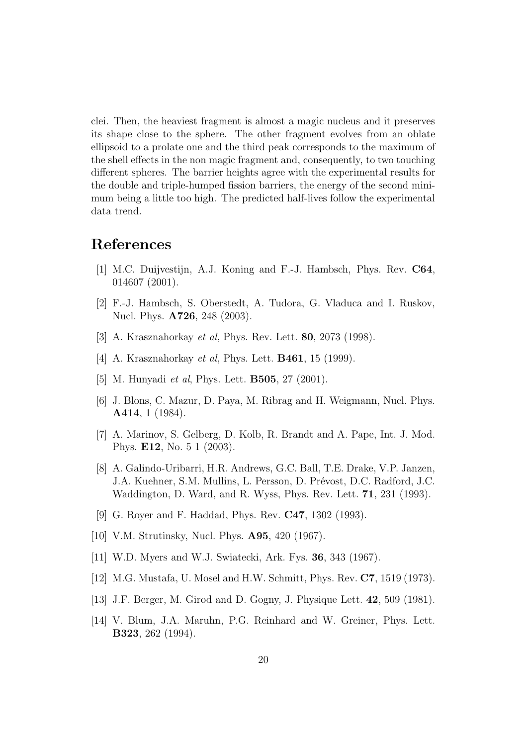clei. Then, the heaviest fragment is almost a magic nucleus and it preserves its shape close to the sphere. The other fragment evolves from an oblate ellipsoid to a prolate one and the third peak corresponds to the maximum of the shell effects in the non magic fragment and, consequently, to two touching different spheres. The barrier heights agree with the experimental results for the double and triple-humped fission barriers, the energy of the second minimum being a little too high. The predicted half-lives follow the experimental data trend.

# References

[1] M.C. Duijvestijn, A.J. Koning and F.-J. Hambsch, Phys. Rev. **C64**, 014607 (2001).

[2] F.-J. Hambsch, S. Oberstedt, A. Tudora, G. Vladuca and I. Ruskov, Nucl. Phys. **A726**, 248 (2003).

[3] A. Krasznahorkay *et al*, Phys. Rev. Lett. **80**, 2073 (1998).

[4] A. Krasznahorkay *et al*, Phys. Lett. **B461**, 15 (1999).

[5] M. Hunyadi *et al*, Phys. Lett. **B505**, 27 (2001).

[6] J. Blons, C. Mazur, D. Paya, M. Ribrag and H. Weigmann, Nucl. Phys. **A414**, 1 (1984).

[7] A. Marinov, S. Gelberg, D. Kolb, R. Brandt and A. Pape, Int. J. Mod. Phys. **E12**, No. 5 1 (2003).

[8] A. Galindo-Uribarri, H.R. Andrews, G.C. Ball, T.E. Drake, V.P. Janzen, J.A. Kuehner, S.M. Mullins, L. Persson, D. Prévost, D.C. Radford, J.C. Waddington, D. Ward, and R. Wyss, Phys. Rev. Lett. **71**, 231 (1993).

[9] G. Royer and F. Haddad, Phys. Rev. **C47**, 1302 (1993).

[10] V.M. Strutinsky, Nucl. Phys. **A95**, 420 (1967).

[11] W.D. Myers and W.J. Swiatecki, Ark. Fys. **36**, 343 (1967).

[12] M.G. Mustafa, U. Mosel and H.W. Schmitt, Phys. Rev. **C7**, 1519 (1973).

[13] J.F. Berger, M. Girod and D. Gogny, J. Physique Lett. **42**, 509 (1981).

[14] V. Blum, J.A. Maruhn, P.G. Reinhard and W. Greiner, Phys. Lett. **B323**, 262 (1994).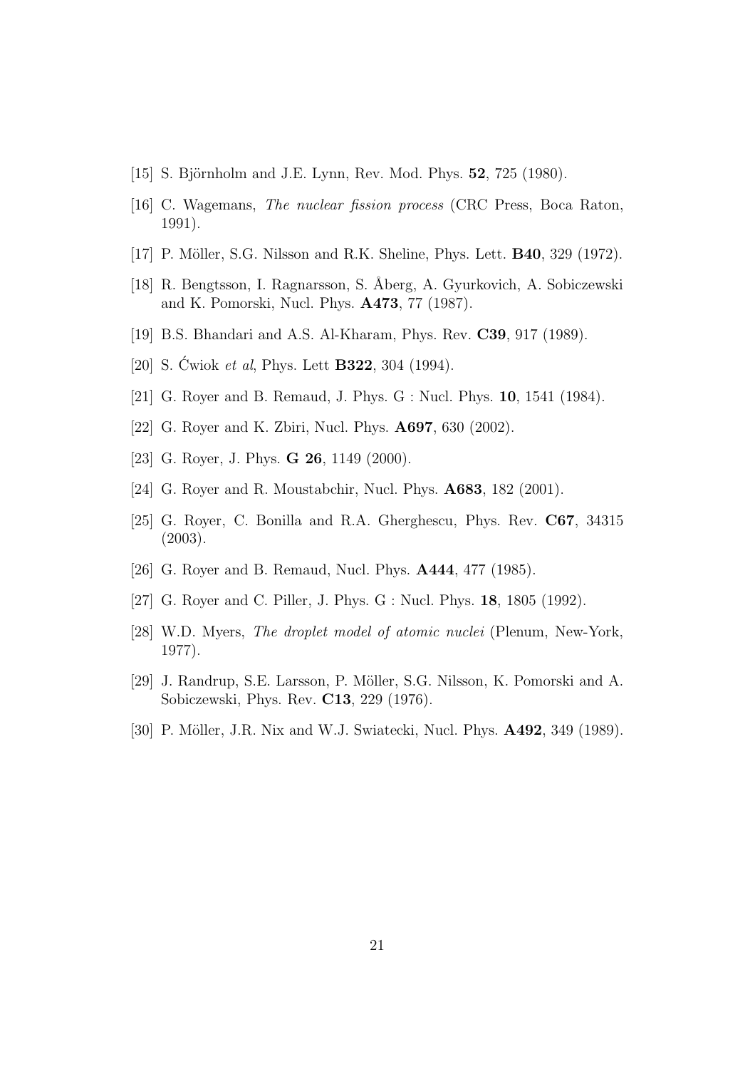[15] S. Björnholm and J.E. Lynn, Rev. Mod. Phys. **52**, 725 (1980).

[16] C. Wagemans, *The nuclear fission process* (CRC Press, Boca Raton, 1991).

[17] P. Möller, S.G. Nilsson and R.K. Sheline, Phys. Lett. **B40**, 329 (1972).

[18] R. Bengtsson, I. Ragnarsson, S. Åberg, A. Gyurkovich, A. Sobiczewski and K. Pomorski, Nucl. Phys. **A473**, 77 (1987).

[19] B.S. Bhandari and A.S. Al-Kharam, Phys. Rev. **C39**, 917 (1989).

[20] S. Ćwiok *et al*, Phys. Lett **B322**, 304 (1994).

[21] G. Royer and B. Remaud, J. Phys. G : Nucl. Phys. **10**, 1541 (1984).

[22] G. Royer and K. Zbiri, Nucl. Phys. **A697**, 630 (2002).

[23] G. Royer, J. Phys. **G 26**, 1149 (2000).

[24] G. Royer and R. Moustabchir, Nucl. Phys. **A683**, 182 (2001).

[25] G. Royer, C. Bonilla and R.A. Gherghescu, Phys. Rev. **C67**, 34315 (2003).

[26] G. Royer and B. Remaud, Nucl. Phys. **A444**, 477 (1985).

[27] G. Royer and C. Piller, J. Phys. G : Nucl. Phys. **18**, 1805 (1992).

[28] W.D. Myers, *The droplet model of atomic nuclei* (Plenum, New-York, 1977).

[29] J. Randrup, S.E. Larsson, P. Möller, S.G. Nilsson, K. Pomorski and A. Sobiczewski, Phys. Rev. **C13**, 229 (1976).

[30] P. Möller, J.R. Nix and W.J. Swiatecki, Nucl. Phys. **A492**, 349 (1989).